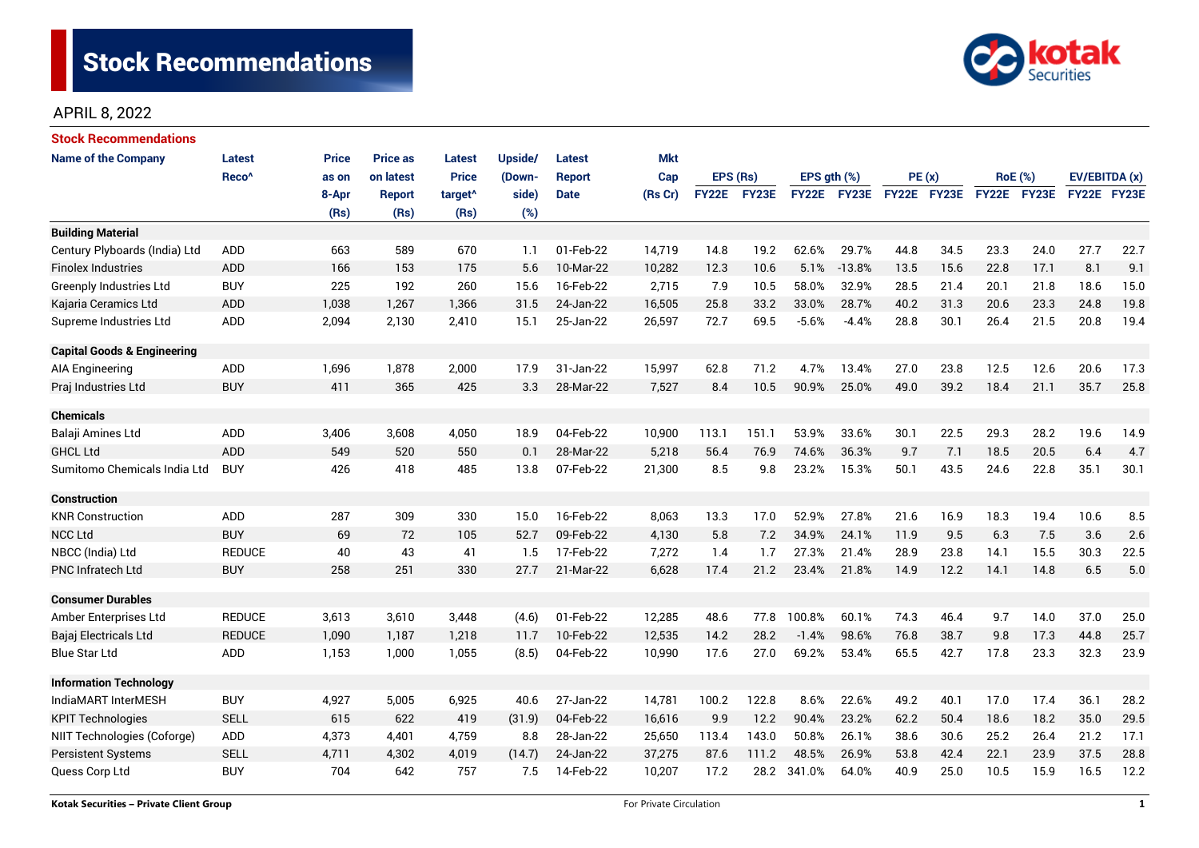# Stock Recommendations

APRIL 8, 2022

## Stock Recommendations

| Name of the Company | Latest Reco^ | Price as on 8-Apr (Rs) | Price as on latest Report (Rs) | Latest Price target^ (Rs) | Upside/ (Down-side) (%) | Latest Report Date | Mkt Cap (Rs Cr) | EPS (Rs) | | EPS gth (%) | | PE (x) | | RoE (%) | | EV/EBITDA (x) | |
|---|---|---|---|---|---|---|---|---|---|---|---|---|---|---|---|---|---|
| | | | | | | | | FY22E | FY23E | FY22E | FY23E | FY22E | FY23E | FY22E | FY23E | FY22E | FY23E |
| **Building Material** | | | | | | | | | | | | | | | | | |
| Century Plyboards (India) Ltd | ADD | 663 | 589 | 670 | 1.1 | 01-Feb-22 | 14,719 | 14.8 | 19.2 | 62.6% | 29.7% | 44.8 | 34.5 | 23.3 | 24.0 | 27.7 | 22.7 |
| Finolex Industries | ADD | 166 | 153 | 175 | 5.6 | 10-Mar-22 | 10,282 | 12.3 | 10.6 | 5.1% | -13.8% | 13.5 | 15.6 | 22.8 | 17.1 | 8.1 | 9.1 |
| Greenply Industries Ltd | BUY | 225 | 192 | 260 | 15.6 | 16-Feb-22 | 2,715 | 7.9 | 10.5 | 58.0% | 32.9% | 28.5 | 21.4 | 20.1 | 21.8 | 18.6 | 15.0 |
| Kajaria Ceramics Ltd | ADD | 1,038 | 1,267 | 1,366 | 31.5 | 24-Jan-22 | 16,505 | 25.8 | 33.2 | 33.0% | 28.7% | 40.2 | 31.3 | 20.6 | 23.3 | 24.8 | 19.8 |
| Supreme Industries Ltd | ADD | 2,094 | 2,130 | 2,410 | 15.1 | 25-Jan-22 | 26,597 | 72.7 | 69.5 | -5.6% | -4.4% | 28.8 | 30.1 | 26.4 | 21.5 | 20.8 | 19.4 |
| **Capital Goods & Engineering** | | | | | | | | | | | | | | | | | |
| AIA Engineering | ADD | 1,696 | 1,878 | 2,000 | 17.9 | 31-Jan-22 | 15,997 | 62.8 | 71.2 | 4.7% | 13.4% | 27.0 | 23.8 | 12.5 | 12.6 | 20.6 | 17.3 |
| Praj Industries Ltd | BUY | 411 | 365 | 425 | 3.3 | 28-Mar-22 | 7,527 | 8.4 | 10.5 | 90.9% | 25.0% | 49.0 | 39.2 | 18.4 | 21.1 | 35.7 | 25.8 |
| **Chemicals** | | | | | | | | | | | | | | | | | |
| Balaji Amines Ltd | ADD | 3,406 | 3,608 | 4,050 | 18.9 | 04-Feb-22 | 10,900 | 113.1 | 151.1 | 53.9% | 33.6% | 30.1 | 22.5 | 29.3 | 28.2 | 19.6 | 14.9 |
| GHCL Ltd | ADD | 549 | 520 | 550 | 0.1 | 28-Mar-22 | 5,218 | 56.4 | 76.9 | 74.6% | 36.3% | 9.7 | 7.1 | 18.5 | 20.5 | 6.4 | 4.7 |
| Sumitomo Chemicals India Ltd | BUY | 426 | 418 | 485 | 13.8 | 07-Feb-22 | 21,300 | 8.5 | 9.8 | 23.2% | 15.3% | 50.1 | 43.5 | 24.6 | 22.8 | 35.1 | 30.1 |
| **Construction** | | | | | | | | | | | | | | | | | |
| KNR Construction | ADD | 287 | 309 | 330 | 15.0 | 16-Feb-22 | 8,063 | 13.3 | 17.0 | 52.9% | 27.8% | 21.6 | 16.9 | 18.3 | 19.4 | 10.6 | 8.5 |
| NCC Ltd | BUY | 69 | 72 | 105 | 52.7 | 09-Feb-22 | 4,130 | 5.8 | 7.2 | 34.9% | 24.1% | 11.9 | 9.5 | 6.3 | 7.5 | 3.6 | 2.6 |
| NBCC (India) Ltd | REDUCE | 40 | 43 | 41 | 1.5 | 17-Feb-22 | 7,272 | 1.4 | 1.7 | 27.3% | 21.4% | 28.9 | 23.8 | 14.1 | 15.5 | 30.3 | 22.5 |
| PNC Infratech Ltd | BUY | 258 | 251 | 330 | 27.7 | 21-Mar-22 | 6,628 | 17.4 | 21.2 | 23.4% | 21.8% | 14.9 | 12.2 | 14.1 | 14.8 | 6.5 | 5.0 |
| **Consumer Durables** | | | | | | | | | | | | | | | | | |
| Amber Enterprises Ltd | REDUCE | 3,613 | 3,610 | 3,448 | (4.6) | 01-Feb-22 | 12,285 | 48.6 | 77.8 | 100.8% | 60.1% | 74.3 | 46.4 | 9.7 | 14.0 | 37.0 | 25.0 |
| Bajaj Electricals Ltd | REDUCE | 1,090 | 1,187 | 1,218 | 11.7 | 10-Feb-22 | 12,535 | 14.2 | 28.2 | -1.4% | 98.6% | 76.8 | 38.7 | 9.8 | 17.3 | 44.8 | 25.7 |
| Blue Star Ltd | ADD | 1,153 | 1,000 | 1,055 | (8.5) | 04-Feb-22 | 10,990 | 17.6 | 27.0 | 69.2% | 53.4% | 65.5 | 42.7 | 17.8 | 23.3 | 32.3 | 23.9 |
| **Information Technology** | | | | | | | | | | | | | | | | | |
| IndiaMART InterMESH | BUY | 4,927 | 5,005 | 6,925 | 40.6 | 27-Jan-22 | 14,781 | 100.2 | 122.8 | 8.6% | 22.6% | 49.2 | 40.1 | 17.0 | 17.4 | 36.1 | 28.2 |
| KPIT Technologies | SELL | 615 | 622 | 419 | (31.9) | 04-Feb-22 | 16,616 | 9.9 | 12.2 | 90.4% | 23.2% | 62.2 | 50.4 | 18.6 | 18.2 | 35.0 | 29.5 |
| NIIT Technologies (Coforge) | ADD | 4,373 | 4,401 | 4,759 | 8.8 | 28-Jan-22 | 25,650 | 113.4 | 143.0 | 50.8% | 26.1% | 38.6 | 30.6 | 25.2 | 26.4 | 21.2 | 17.1 |
| Persistent Systems | SELL | 4,711 | 4,302 | 4,019 | (14.7) | 24-Jan-22 | 37,275 | 87.6 | 111.2 | 48.5% | 26.9% | 53.8 | 42.4 | 22.1 | 23.9 | 37.5 | 28.8 |
| Quess Corp Ltd | BUY | 704 | 642 | 757 | 7.5 | 14-Feb-22 | 10,207 | 17.2 | 28.2 | 341.0% | 64.0% | 40.9 | 25.0 | 10.5 | 15.9 | 16.5 | 12.2 |

Kotak Securities – Private Client Group

For Private Circulation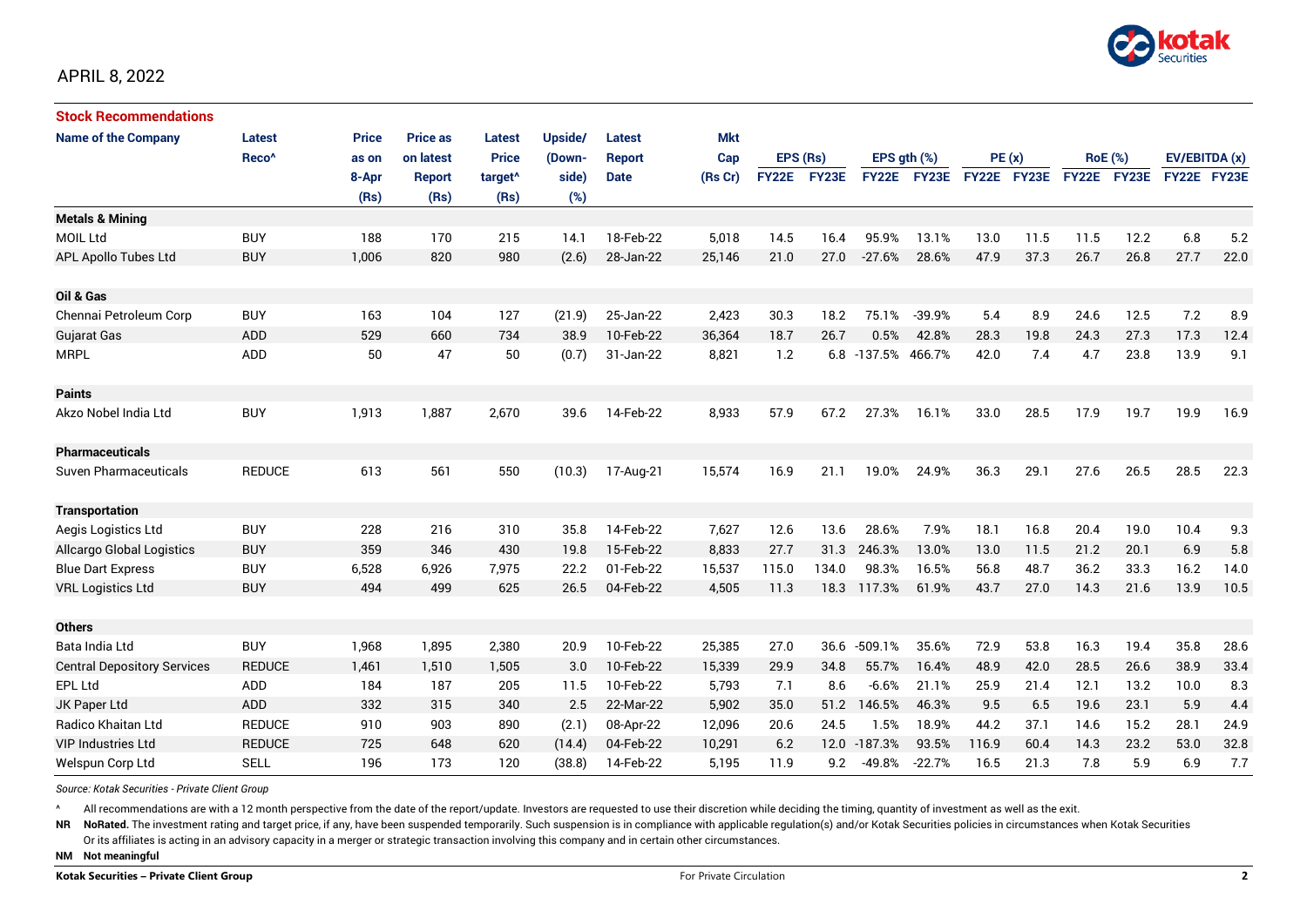APRIL 8, 2022

## Stock Recommendations

| Name of the Company | Latest Reco^ | Price as on 8-Apr (Rs) | Price as on latest Report (Rs) | Latest Price target^ (Rs) | Upside/ (Down-side) (%) | Latest Report Date | Mkt Cap (Rs Cr) | EPS (Rs) | | EPS gth (%) | | PE (x) | | RoE (%) | | EV/EBITDA (x) | |
|---|---|---|---|---|---|---|---|---|---|---|---|---|---|---|---|---|---|
| | | | | | | | | FY22E | FY23E | FY22E | FY23E | FY22E | FY23E | FY22E | FY23E | FY22E | FY23E |
| **Metals & Mining** | | | | | | | | | | | | | | | | | |
| MOIL Ltd | BUY | 188 | 170 | 215 | 14.1 | 18-Feb-22 | 5,018 | 14.5 | 16.4 | 95.9% | 13.1% | 13.0 | 11.5 | 11.5 | 12.2 | 6.8 | 5.2 |
| APL Apollo Tubes Ltd | BUY | 1,006 | 820 | 980 | (2.6) | 28-Jan-22 | 25,146 | 21.0 | 27.0 | -27.6% | 28.6% | 47.9 | 37.3 | 26.7 | 26.8 | 27.7 | 22.0 |
| **Oil & Gas** | | | | | | | | | | | | | | | | | |
| Chennai Petroleum Corp | BUY | 163 | 104 | 127 | (21.9) | 25-Jan-22 | 2,423 | 30.3 | 18.2 | 75.1% | -39.9% | 5.4 | 8.9 | 24.6 | 12.5 | 7.2 | 8.9 |
| Gujarat Gas | ADD | 529 | 660 | 734 | 38.9 | 10-Feb-22 | 36,364 | 18.7 | 26.7 | 0.5% | 42.8% | 28.3 | 19.8 | 24.3 | 27.3 | 17.3 | 12.4 |
| MRPL | ADD | 50 | 47 | 50 | (0.7) | 31-Jan-22 | 8,821 | 1.2 | 6.8 | -137.5% | 466.7% | 42.0 | 7.4 | 4.7 | 23.8 | 13.9 | 9.1 |
| **Paints** | | | | | | | | | | | | | | | | | |
| Akzo Nobel India Ltd | BUY | 1,913 | 1,887 | 2,670 | 39.6 | 14-Feb-22 | 8,933 | 57.9 | 67.2 | 27.3% | 16.1% | 33.0 | 28.5 | 17.9 | 19.7 | 19.9 | 16.9 |
| **Pharmaceuticals** | | | | | | | | | | | | | | | | | |
| Suven Pharmaceuticals | REDUCE | 613 | 561 | 550 | (10.3) | 17-Aug-21 | 15,574 | 16.9 | 21.1 | 19.0% | 24.9% | 36.3 | 29.1 | 27.6 | 26.5 | 28.5 | 22.3 |
| **Transportation** | | | | | | | | | | | | | | | | | |
| Aegis Logistics Ltd | BUY | 228 | 216 | 310 | 35.8 | 14-Feb-22 | 7,627 | 12.6 | 13.6 | 28.6% | 7.9% | 18.1 | 16.8 | 20.4 | 19.0 | 10.4 | 9.3 |
| Allcargo Global Logistics | BUY | 359 | 346 | 430 | 19.8 | 15-Feb-22 | 8,833 | 27.7 | 31.3 | 246.3% | 13.0% | 13.0 | 11.5 | 21.2 | 20.1 | 6.9 | 5.8 |
| Blue Dart Express | BUY | 6,528 | 6,926 | 7,975 | 22.2 | 01-Feb-22 | 15,537 | 115.0 | 134.0 | 98.3% | 16.5% | 56.8 | 48.7 | 36.2 | 33.3 | 16.2 | 14.0 |
| VRL Logistics Ltd | BUY | 494 | 499 | 625 | 26.5 | 04-Feb-22 | 4,505 | 11.3 | 18.3 | 117.3% | 61.9% | 43.7 | 27.0 | 14.3 | 21.6 | 13.9 | 10.5 |
| **Others** | | | | | | | | | | | | | | | | | |
| Bata India Ltd | BUY | 1,968 | 1,895 | 2,380 | 20.9 | 10-Feb-22 | 25,385 | 27.0 | 36.6 | -509.1% | 35.6% | 72.9 | 53.8 | 16.3 | 19.4 | 35.8 | 28.6 |
| Central Depository Services | REDUCE | 1,461 | 1,510 | 1,505 | 3.0 | 10-Feb-22 | 15,339 | 29.9 | 34.8 | 55.7% | 16.4% | 48.9 | 42.0 | 28.5 | 26.6 | 38.9 | 33.4 |
| EPL Ltd | ADD | 184 | 187 | 205 | 11.5 | 10-Feb-22 | 5,793 | 7.1 | 8.6 | -6.6% | 21.1% | 25.9 | 21.4 | 12.1 | 13.2 | 10.0 | 8.3 |
| JK Paper Ltd | ADD | 332 | 315 | 340 | 2.5 | 22-Mar-22 | 5,902 | 35.0 | 51.2 | 146.5% | 46.3% | 9.5 | 6.5 | 19.6 | 23.1 | 5.9 | 4.4 |
| Radico Khaitan Ltd | REDUCE | 910 | 903 | 890 | (2.1) | 08-Apr-22 | 12,096 | 20.6 | 24.5 | 1.5% | 18.9% | 44.2 | 37.1 | 14.6 | 15.2 | 28.1 | 24.9 |
| VIP Industries Ltd | REDUCE | 725 | 648 | 620 | (14.4) | 04-Feb-22 | 10,291 | 6.2 | 12.0 | -187.3% | 93.5% | 116.9 | 60.4 | 14.3 | 23.2 | 53.0 | 32.8 |
| Welspun Corp Ltd | SELL | 196 | 173 | 120 | (38.8) | 14-Feb-22 | 5,195 | 11.9 | 9.2 | -49.8% | -22.7% | 16.5 | 21.3 | 7.8 | 5.9 | 6.9 | 7.7 |

*Source: Kotak Securities - Private Client Group*

^ All recommendations are with a 12 month perspective from the date of the report/update. Investors are requested to use their discretion while deciding the timing, quantity of investment as well as the exit.

**NR NoRated.** The investment rating and target price, if any, have been suspended temporarily. Such suspension is in compliance with applicable regulation(s) and/or Kotak Securities policies in circumstances when Kotak Securities Or its affiliates is acting in an advisory capacity in a merger or strategic transaction involving this company and in certain other circumstances.

**NM Not meaningful**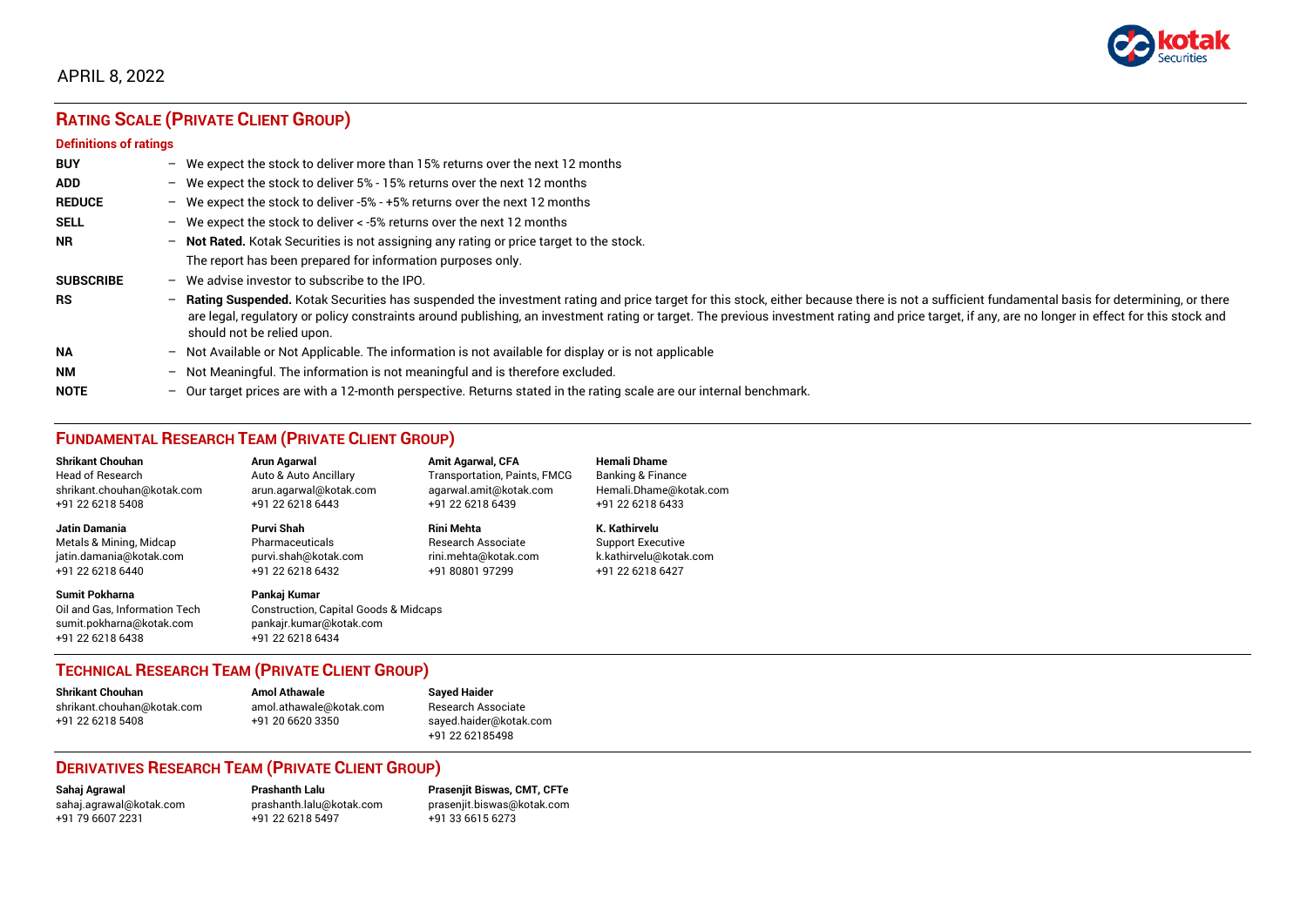APRIL 8, 2022

## RATING SCALE (PRIVATE CLIENT GROUP)

### Definitions of ratings

| | |
|---|---|
| **BUY** | – We expect the stock to deliver more than 15% returns over the next 12 months |
| **ADD** | – We expect the stock to deliver 5% - 15% returns over the next 12 months |
| **REDUCE** | – We expect the stock to deliver -5% - +5% returns over the next 12 months |
| **SELL** | – We expect the stock to deliver < -5% returns over the next 12 months |
| **NR** | – **Not Rated.** Kotak Securities is not assigning any rating or price target to the stock. The report has been prepared for information purposes only. |
| **SUBSCRIBE** | – We advise investor to subscribe to the IPO. |
| **RS** | – **Rating Suspended.** Kotak Securities has suspended the investment rating and price target for this stock, either because there is not a sufficient fundamental basis for determining, or there are legal, regulatory or policy constraints around publishing, an investment rating or target. The previous investment rating and price target, if any, are no longer in effect for this stock and should not be relied upon. |
| **NA** | – Not Available or Not Applicable. The information is not available for display or is not applicable |
| **NM** | – Not Meaningful. The information is not meaningful and is therefore excluded. |
| **NOTE** | – Our target prices are with a 12-month perspective. Returns stated in the rating scale are our internal benchmark. |

## FUNDAMENTAL RESEARCH TEAM (PRIVATE CLIENT GROUP)

**Shrikant Chouhan**
Head of Research
shrikant.chouhan@kotak.com
+91 22 6218 5408

**Arun Agarwal**
Auto & Auto Ancillary
arun.agarwal@kotak.com
+91 22 6218 6443

**Amit Agarwal, CFA**
Transportation, Paints, FMCG
agarwal.amit@kotak.com
+91 22 6218 6439

**Hemali Dhame**
Banking & Finance
Hemali.Dhame@kotak.com
+91 22 6218 6433

**Jatin Damania**
Metals & Mining, Midcap
jatin.damania@kotak.com
+91 22 6218 6440

**Purvi Shah**
Pharmaceuticals
purvi.shah@kotak.com
+91 22 6218 6432

**Rini Mehta**
Research Associate
rini.mehta@kotak.com
+91 80801 97299

**K. Kathirvelu**
Support Executive
k.kathirvelu@kotak.com
+91 22 6218 6427

**Sumit Pokharna**
Oil and Gas, Information Tech
sumit.pokharna@kotak.com
+91 22 6218 6438

**Pankaj Kumar**
Construction, Capital Goods & Midcaps
pankajr.kumar@kotak.com
+91 22 6218 6434

## TECHNICAL RESEARCH TEAM (PRIVATE CLIENT GROUP)

**Shrikant Chouhan**
shrikant.chouhan@kotak.com
+91 22 6218 5408

**Amol Athawale**
amol.athawale@kotak.com
+91 20 6620 3350

**Sayed Haider**
Research Associate
sayed.haider@kotak.com
+91 22 62185498

## DERIVATIVES RESEARCH TEAM (PRIVATE CLIENT GROUP)

**Sahaj Agrawal**
sahaj.agrawal@kotak.com
+91 79 6607 2231

**Prashanth Lalu**
prashanth.lalu@kotak.com
+91 22 6218 5497

**Prasenjit Biswas, CMT, CFTe**
prasenjit.biswas@kotak.com
+91 33 6615 6273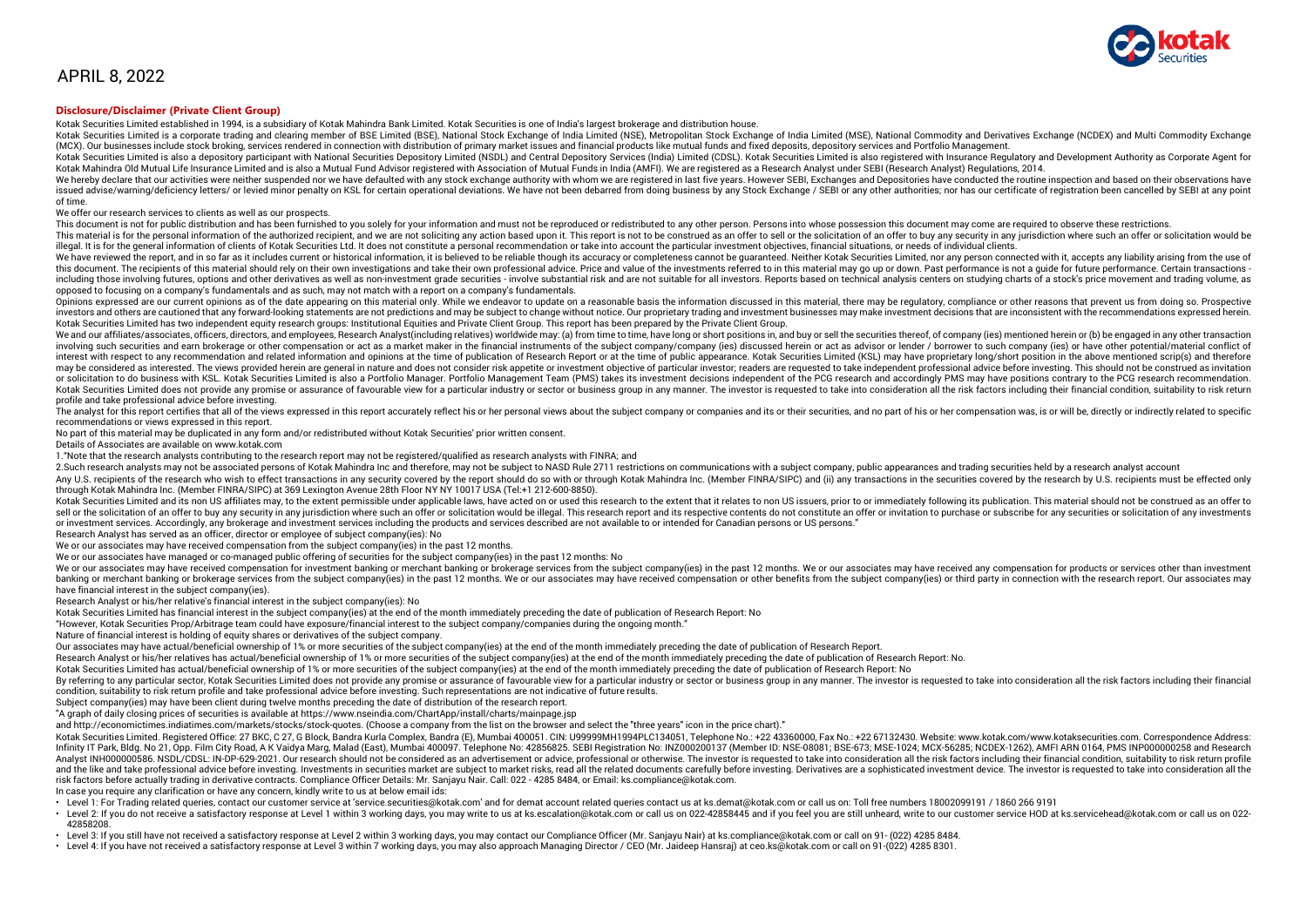APRIL 8, 2022

**Disclosure/Disclaimer (Private Client Group)**

Kotak Securities Limited established in 1994, is a subsidiary of Kotak Mahindra Bank Limited. Kotak Securities is one of India's largest brokerage and distribution house.

Kotak Securities Limited is a corporate trading and clearing member of BSE Limited (BSE), National Stock Exchange of India Limited (NSE), Metropolitan Stock Exchange of India Limited (MSE), National Commodity and Derivatives Exchange (NCDEX) and Multi Commodity Exchange (MCX). Our businesses include stock broking, services rendered in connection with distribution of primary market issues and financial products like mutual funds and fixed deposits, depository services and Portfolio Management.

Kotak Securities Limited is also a depository participant with National Securities Depository Limited (NSDL) and Central Depository Services (India) Limited (CDSL). Kotak Securities Limited is also registered with Insurance Regulatory and Development Authority as Corporate Agent for Kotak Mahindra Old Mutual Life Insurance Limited and is also a Mutual Fund Advisor registered with Association of Mutual Funds in India (AMFI). We are registered as a Research Analyst under SEBI (Research Analyst) Regulations, 2014.

We hereby declare that our activities were neither suspended nor we have defaulted with any stock exchange authority with whom we are registered in last five years. However SEBI, Exchanges and Depositories have conducted the routine inspection and based on their observations have issued advise/warning/deficiency letters/ or levied minor penalty on KSL for certain operational deviations. We have not been debarred from doing business by any Stock Exchange / SEBI or any other authorities; nor has our certificate of registration been cancelled by SEBI at any point of time.

We offer our research services to clients as well as our prospects.

This document is not for public distribution and has been furnished to you solely for your information and must not be reproduced or redistributed to any other person. Persons into whose possession this document may come are required to observe these restrictions.

This material is for the personal information of the authorized recipient, and we are not soliciting any action based upon it. This report is not to be construed as an offer to sell or the solicitation of an offer to buy any security in any jurisdiction where such an offer or solicitation would be illegal. It is for the general information of clients of Kotak Securities Ltd. It does not constitute a personal recommendation or take into account the particular investment objectives, financial situations, or needs of individual clients.

We have reviewed the report, and in so far as it includes current or historical information, it is believed to be reliable though its accuracy or completeness cannot be guaranteed. Neither Kotak Securities Limited, nor any person connected with it, accepts any liability arising from the use of this document. The recipients of this material should rely on their own investigations and take their own professional advice. Price and value of the investments referred to in this material may go up or down. Past performance is not a guide for future performance. Certain transactions - including those involving futures, options and other derivatives as well as non-investment grade securities - involve substantial risk and are not suitable for all investors. Reports based on technical analysis centers on studying charts of a stock's price movement and trading volume, as opposed to focusing on a company's fundamentals and as such, may not match with a report on a company's fundamentals.

Opinions expressed are our current opinions as of the date appearing on this material only. While we endeavor to update on a reasonable basis the information discussed in this material, there may be regulatory, compliance or other reasons that prevent us from doing so. Prospective investors and others are cautioned that any forward-looking statements are not predictions and may be subject to change without notice. Our proprietary trading and investment businesses may make investment decisions that are inconsistent with the recommendations expressed herein. Kotak Securities Limited has two independent equity research groups: Institutional Equities and Private Client Group. This report has been prepared by the Private Client Group.

We and our affiliates/associates, officers, directors, and employees, Research Analyst(including relatives) worldwide may: (a) from time to time, have long or short positions in, and buy or sell the securities thereof, of company (ies) mentioned herein or (b) be engaged in any other transaction involving such securities and earn brokerage or other compensation or act as a market maker in the financial instruments of the subject company/company (ies) discussed herein or act as advisor or lender / borrower to such company (ies) or have other potential/material conflict of interest with respect to any recommendation and related information and opinions at the time of publication of Research Report or at the time of public appearance. Kotak Securities Limited (KSL) may have proprietary long/short position in the above mentioned scrip(s) and therefore may be considered as interested. The views provided herein are general in nature and does not consider risk appetite or investment objective of particular investor; readers are requested to take independent professional advice before investing. This should not be construed as invitation or solicitation to do business with KSL. Kotak Securities Limited is also a Portfolio Manager. Portfolio Management Team (PMS) takes its investment decisions independent of the PCG research and accordingly PMS may have positions contrary to the PCG research recommendation. Kotak Securities Limited does not provide any promise or assurance of favourable view for a particular industry or sector or business group in any manner. The investor is requested to take into consideration all the risk factors including their financial condition, suitability to risk return profile and take professional advice before investing.

The analyst for this report certifies that all of the views expressed in this report accurately reflect his or her personal views about the subject company or companies and its or their securities, and no part of his or her compensation was, is or will be, directly or indirectly related to specific recommendations or views expressed in this report.

No part of this material may be duplicated in any form and/or redistributed without Kotak Securities' prior written consent.

Details of Associates are available on www.kotak.com

1."Note that the research analysts contributing to the research report may not be registered/qualified as research analysts with FINRA; and

2.Such research analysts may not be associated persons of Kotak Mahindra Inc and therefore, may not be subject to NASD Rule 2711 restrictions on communications with a subject company, public appearances and trading securities held by a research analyst account

Any U.S. recipients of the research who wish to effect transactions in any security covered by the report should do so with or through Kotak Mahindra Inc. (Member FINRA/SIPC) and (ii) any transactions in the securities covered by the research by U.S. recipients must be effected only through Kotak Mahindra Inc. (Member FINRA/SIPC) at 369 Lexington Avenue 28th Floor NY NY 10017 USA (Tel:+1 212-600-8850).

Kotak Securities Limited and its non US affiliates may, to the extent permissible under applicable laws, have acted on or used this research to the extent that it relates to non US issuers, prior to or immediately following its publication. This material should not be construed as an offer to sell or the solicitation of an offer to buy any security in any jurisdiction where such an offer or solicitation would be illegal. This research report and its respective contents do not constitute an offer or invitation to purchase or subscribe for any securities or solicitation of any investments or investment services. Accordingly, any brokerage and investment services including the products and services described are not available to or intended for Canadian persons or US persons."

Research Analyst has served as an officer, director or employee of subject company(ies): No

We or our associates may have received compensation from the subject company(ies) in the past 12 months.

We or our associates have managed or co-managed public offering of securities for the subject company(ies) in the past 12 months: No

We or our associates may have received compensation for investment banking or merchant banking or brokerage services from the subject company(ies) in the past 12 months. We or our associates may have received any compensation for products or services other than investment banking or merchant banking or brokerage services from the subject company(ies) in the past 12 months. We or our associates may have received compensation or other benefits from the subject company(ies) or third party in connection with the research report. Our associates may have financial interest in the subject company(ies).

Research Analyst or his/her relative's financial interest in the subject company(ies): No

Kotak Securities Limited has financial interest in the subject company(ies) at the end of the month immediately preceding the date of publication of Research Report: No

"However, Kotak Securities Prop/Arbitrage team could have exposure/financial interest to the subject company/companies during the ongoing month."

Nature of financial interest is holding of equity shares or derivatives of the subject company.

Our associates may have actual/beneficial ownership of 1% or more securities of the subject company(ies) at the end of the month immediately preceding the date of publication of Research Report.

Research Analyst or his/her relatives has actual/beneficial ownership of 1% or more securities of the subject company(ies) at the end of the month immediately preceding the date of publication of Research Report: No.

Kotak Securities Limited has actual/beneficial ownership of 1% or more securities of the subject company(ies) at the end of the month immediately preceding the date of publication of Research Report: No

By referring to any particular sector, Kotak Securities Limited does not provide any promise or assurance of favourable view for a particular industry or sector or business group in any manner. The investor is requested to take into consideration all the risk factors including their financial condition, suitability to risk return profile and take professional advice before investing. Such representations are not indicative of future results.

Subject company(ies) may have been client during twelve months preceding the date of distribution of the research report.

"A graph of daily closing prices of securities is available at https://www.nseindia.com/ChartApp/install/charts/mainpage.jsp

and http://economictimes.indiatimes.com/markets/stocks/stock-quotes. (Choose a company from the list on the browser and select the "three years" icon in the price chart)."

Kotak Securities Limited. Registered Office: 27 BKC, C 27, G Block, Bandra Kurla Complex, Bandra (E), Mumbai 400051. CIN: U99999MH1994PLC134051, Telephone No.: +22 43360000, Fax No.: +22 67132430. Website: www.kotak.com/www.kotaksecurities.com. Correspondence Address: Infinity IT Park, Bldg. No 21, Opp. Film City Road, A K Vaidya Marg, Malad (East), Mumbai 400097. Telephone No: 42856825. SEBI Registration No: INZ000200137 (Member ID: NSE-08081; BSE-673; MSE-1024; MCX-56285; NCDEX-1262), AMFI ARN 0164, PMS INP000000258 and Research Analyst INH000000586. NSDL/CDSL: IN-DP-629-2021. Our research should not be considered as an advertisement or advice, professional or otherwise. The investor is requested to take into consideration all the risk factors including their financial condition, suitability to risk return profile and the like and take professional advice before investing. Investments in securities market are subject to market risks, read all the related documents carefully before investing. Derivatives are a sophisticated investment device. The investor is requested to take into consideration all the risk factors before actually trading in derivative contracts. Compliance Officer Details: Mr. Sanjayu Nair. Call: 022 - 4285 8484, or Email: ks.compliance@kotak.com.

In case you require any clarification or have any concern, kindly write to us at below email ids:

- Level 1: For Trading related queries, contact our customer service at 'service.securities@kotak.com' and for demat account related queries contact us at ks.demat@kotak.com or call us on: Toll free numbers 18002099191 / 1860 266 9191
- Level 2: If you do not receive a satisfactory response at Level 1 within 3 working days, you may write to us at ks.escalation@kotak.com or call us on 022-42858445 and if you feel you are still unheard, write to our customer service HOD at ks.servicehead@kotak.com or call us on 022-42858208.
- Level 3: If you still have not received a satisfactory response at Level 2 within 3 working days, you may contact our Compliance Officer (Mr. Sanjayu Nair) at ks.compliance@kotak.com or call on 91- (022) 4285 8484.
- Level 4: If you have not received a satisfactory response at Level 3 within 7 working days, you may also approach Managing Director / CEO (Mr. Jaideep Hansraj) at ceo.ks@kotak.com or call on 91-(022) 4285 8301.